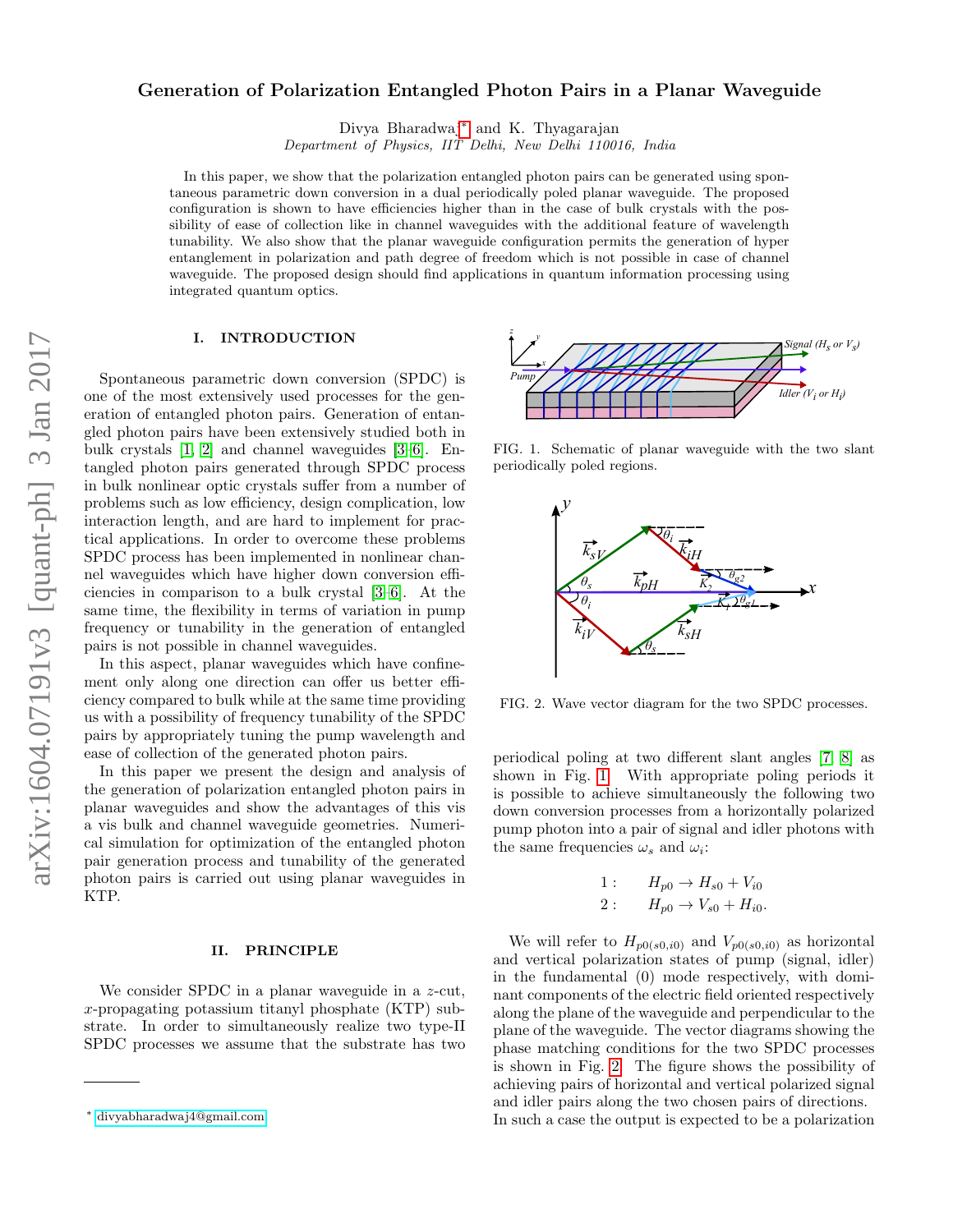# Generation of Polarization Entangled Photon Pairs in a Planar Waveguide

Divya Bharadwaj* and K. Thyagarajan

*Department of Physics, IIT Delhi, New Delhi 110016, India*

In this paper, we show that the polarization entangled photon pairs can be generated using spontaneous parametric down conversion in a dual periodically poled planar waveguide. The proposed configuration is shown to have efficiencies higher than in the case of bulk crystals with the possibility of ease of collection like in channel waveguides with the additional feature of wavelength tunability. We also show that the planar waveguide configuration permits the generation of hyper entanglement in polarization and path degree of freedom which is not possible in case of channel waveguide. The proposed design should find applications in quantum information processing using integrated quantum optics.

## I. INTRODUCTION

Spontaneous parametric down conversion (SPDC) is one of the most extensively used processes for the generation of entangled photon pairs. Generation of entangled photon pairs have been extensively studied both in bulk crystals [1, 2] and channel waveguides [3–6]. Entangled photon pairs generated through SPDC process in bulk nonlinear optic crystals suffer from a number of problems such as low efficiency, design complication, low interaction length, and are hard to implement for practical applications. In order to overcome these problems SPDC process has been implemented in nonlinear channel waveguides which have higher down conversion efficiencies in comparison to a bulk crystal [3–6]. At the same time, the flexibility in terms of variation in pump frequency or tunability in the generation of entangled pairs is not possible in channel waveguides.

In this aspect, planar waveguides which have confinement only along one direction can offer us better efficiency compared to bulk while at the same time providing us with a possibility of frequency tunability of the SPDC pairs by appropriately tuning the pump wavelength and ease of collection of the generated photon pairs.

In this paper we present the design and analysis of the generation of polarization entangled photon pairs in planar waveguides and show the advantages of this vis a vis bulk and channel waveguide geometries. Numerical simulation for optimization of the entangled photon pair generation process and tunability of the generated photon pairs is carried out using planar waveguides in KTP.

## II. PRINCIPLE

We consider SPDC in a planar waveguide in a $z$-cut, $x$-propagating potassium titanyl phosphate (KTP) substrate. In order to simultaneously realize two type-II SPDC processes we assume that the substrate has two periodical poling at two different slant angles [7, 8] as shown in Fig. 1. With appropriate poling periods it is possible to achieve simultaneously the following two down conversion processes from a horizontally polarized pump photon into a pair of signal and idler photons with the same frequencies $\omega_s$ and $\omega_i$:

FIG. 1. Schematic of planar waveguide with the two slant periodically poled regions.

FIG. 2. Wave vector diagram for the two SPDC processes.

$$1: \quad H_{p0} \rightarrow H_{s0} + V_{i0}$$
$$2: \quad H_{p0} \rightarrow V_{s0} + H_{i0}.$$

We will refer to $H_{p0(s0,i0)}$ and $V_{p0(s0,i0)}$ as horizontal and vertical polarization states of pump (signal, idler) in the fundamental (0) mode respectively, with dominant components of the electric field oriented respectively along the plane of the waveguide and perpendicular to the plane of the waveguide. The vector diagrams showing the phase matching conditions for the two SPDC processes is shown in Fig. 2. The figure shows the possibility of achieving pairs of horizontal and vertical polarized signal and idler pairs along the two chosen pairs of directions. In such a case the output is expected to be a polarization

* divyabharadwaj4@gmail.com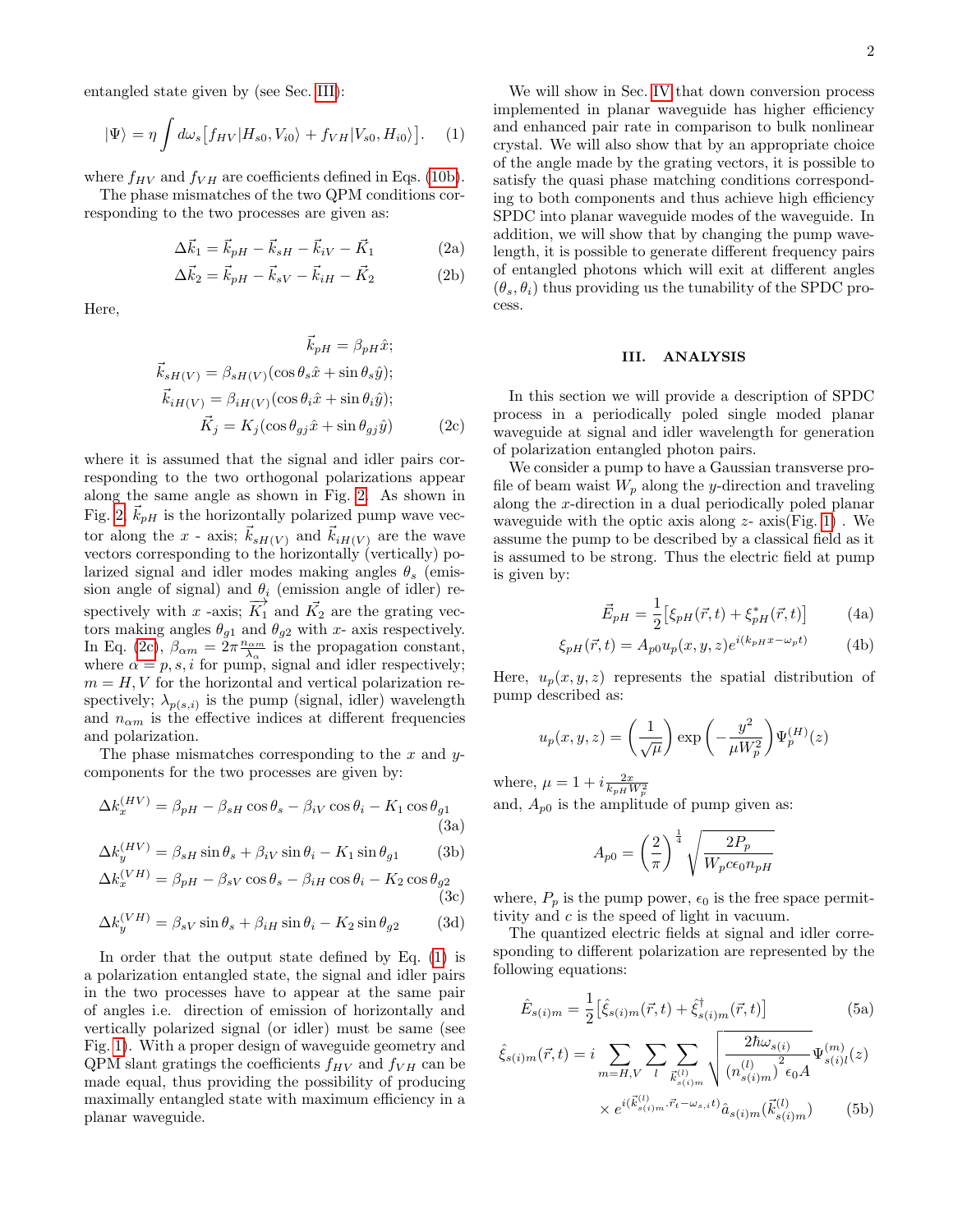entangled state given by (see Sec. III):

$$|\Psi\rangle = \eta \int d\omega_s \big[ f_{HV} |H_{s0}, V_{i0}\rangle + f_{VH} |V_{s0}, H_{i0}\rangle \big]. \quad (1)$$

where $f_{HV}$ and $f_{VH}$ are coefficients defined in Eqs. (10b).

The phase mismatches of the two QPM conditions corresponding to the two processes are given as:

$$\Delta\vec{k}_1 = \vec{k}_{pH} - \vec{k}_{sH} - \vec{k}_{iV} - \vec{K}_1 \quad (2a)$$

$$\Delta\vec{k}_2 = \vec{k}_{pH} - \vec{k}_{sV} - \vec{k}_{iH} - \vec{K}_2 \quad (2b)$$

Here,

$$\begin{aligned} \vec{k}_{pH} &= \beta_{pH}\hat{x}; \\ \vec{k}_{sH(V)} &= \beta_{sH(V)}(\cos\theta_s \hat{x} + \sin\theta_s \hat{y}); \\ \vec{k}_{iH(V)} &= \beta_{iH(V)}(\cos\theta_i \hat{x} + \sin\theta_i \hat{y}); \\ \vec{K}_j &= K_j(\cos\theta_{gj}\hat{x} + \sin\theta_{gj}\hat{y}) \end{aligned} \quad (2c)$$

where it is assumed that the signal and idler pairs corresponding to the two orthogonal polarizations appear along the same angle as shown in Fig. 2. As shown in Fig. 2 $\vec{k}_{pH}$ is the horizontally polarized pump wave vector along the $x$ - axis; $\vec{k}_{sH(V)}$ and $\vec{k}_{iH(V)}$ are the wave vectors corresponding to the horizontally (vertically) polarized signal and idler modes making angles $\theta_s$ (emission angle of signal) and $\theta_i$ (emission angle of idler) respectively with $x$ -axis; $\vec{K_1}$ and $\vec{K_2}$ are the grating vectors making angles $\theta_{g1}$ and $\theta_{g2}$ with $x$- axis respectively. In Eq. (2c), $\beta_{\alpha m} = 2\pi \frac{n_{\alpha m}}{\lambda_\alpha}$ is the propagation constant, where $\alpha = p, s, i$ for pump, signal and idler respectively; $m = H, V$ for the horizontal and vertical polarization respectively; $\lambda_{p(s,i)}$ is the pump (signal, idler) wavelength and $n_{\alpha m}$ is the effective indices at different frequencies and polarization.

The phase mismatches corresponding to the $x$ and $y$-components for the two processes are given by:

$$\Delta k_x^{(HV)} = \beta_{pH} - \beta_{sH}\cos\theta_s - \beta_{iV}\cos\theta_i - K_1\cos\theta_{g1} \quad (3a)$$

$$\Delta k_y^{(HV)} = \beta_{sH}\sin\theta_s + \beta_{iV}\sin\theta_i - K_1\sin\theta_{g1} \quad (3b)$$

$$\Delta k_x^{(VH)} = \beta_{pH} - \beta_{sV}\cos\theta_s - \beta_{iH}\cos\theta_i - K_2\cos\theta_{g2} \quad (3c)$$

$$\Delta k_y^{(VH)} = \beta_{sV}\sin\theta_s + \beta_{iH}\sin\theta_i - K_2\sin\theta_{g2} \quad (3d)$$

In order that the output state defined by Eq. (1) is a polarization entangled state, the signal and idler pairs in the two processes have to appear at the same pair of angles i.e. direction of emission of horizontally and vertically polarized signal (or idler) must be same (see Fig. 1). With a proper design of waveguide geometry and QPM slant gratings the coefficients $f_{HV}$ and $f_{VH}$ can be made equal, thus providing the possibility of producing maximally entangled state with maximum efficiency in a planar waveguide.

We will show in Sec. IV that down conversion process implemented in planar waveguide has higher efficiency and enhanced pair rate in comparison to bulk nonlinear crystal. We will also show that by an appropriate choice of the angle made by the grating vectors, it is possible to satisfy the quasi phase matching conditions corresponding to both components and thus achieve high efficiency SPDC into planar waveguide modes of the waveguide. In addition, we will show that by changing the pump wavelength, it is possible to generate different frequency pairs of entangled photons which will exit at different angles $(\theta_s, \theta_i)$ thus providing us the tunability of the SPDC process.

## III. ANALYSIS

In this section we will provide a description of SPDC process in a periodically poled single moded planar waveguide at signal and idler wavelength for generation of polarization entangled photon pairs.

We consider a pump to have a Gaussian transverse profile of beam waist $W_p$ along the $y$-direction and traveling along the $x$-direction in a dual periodically poled planar waveguide with the optic axis along $z$- axis(Fig. 1) . We assume the pump to be described by a classical field as it is assumed to be strong. Thus the electric field at pump is given by:

$$\vec{E}_{pH} = \frac{1}{2}\big[\xi_{pH}(\vec{r},t) + \xi^*_{pH}(\vec{r},t)\big] \quad (4a)$$

$$\xi_{pH}(\vec{r},t) = A_{p0} u_p(x,y,z) e^{i(k_{pH}x - \omega_p t)} \quad (4b)$$

Here, $u_p(x,y,z)$ represents the spatial distribution of pump described as:

$$u_p(x,y,z) = \left(\frac{1}{\sqrt{\mu}}\right)\exp\left(-\frac{y^2}{\mu W_p^2}\right)\Psi_p^{(H)}(z)$$

where, $\mu = 1 + i\frac{2x}{k_{pH}W_p^2}$
and, $A_{p0}$ is the amplitude of pump given as:

$$A_{p0} = \left(\frac{2}{\pi}\right)^{\frac{1}{4}}\sqrt{\frac{2P_p}{W_p c\epsilon_0 n_{pH}}}$$

where, $P_p$ is the pump power, $\epsilon_0$ is the free space permittivity and $c$ is the speed of light in vacuum.

The quantized electric fields at signal and idler corresponding to different polarization are represented by the following equations:

$$\hat{E}_{s(i)m} = \frac{1}{2}\big[\hat{\xi}_{s(i)m}(\vec{r},t) + \hat{\xi}^\dagger_{s(i)m}(\vec{r},t)\big] \quad (5a)$$

$$\hat{\xi}_{s(i)m}(\vec{r},t) = i\sum_{m=H,V}\sum_{l}\sum_{\vec{k}^{(l)}_{s(i)m}}\sqrt{\frac{2\hbar\omega_{s(i)}}{\left(n^{(l)}_{s(i)m}\right)^2\epsilon_0 A}}\,\Psi^{(m)}_{s(i)l}(z) \times e^{i(\vec{k}^{(l)}_{s(i)m}\cdot\vec{r}_t - \omega_{s,i}t)}\hat{a}_{s(i)m}(\vec{k}^{(l)}_{s(i)m}) \quad (5b)$$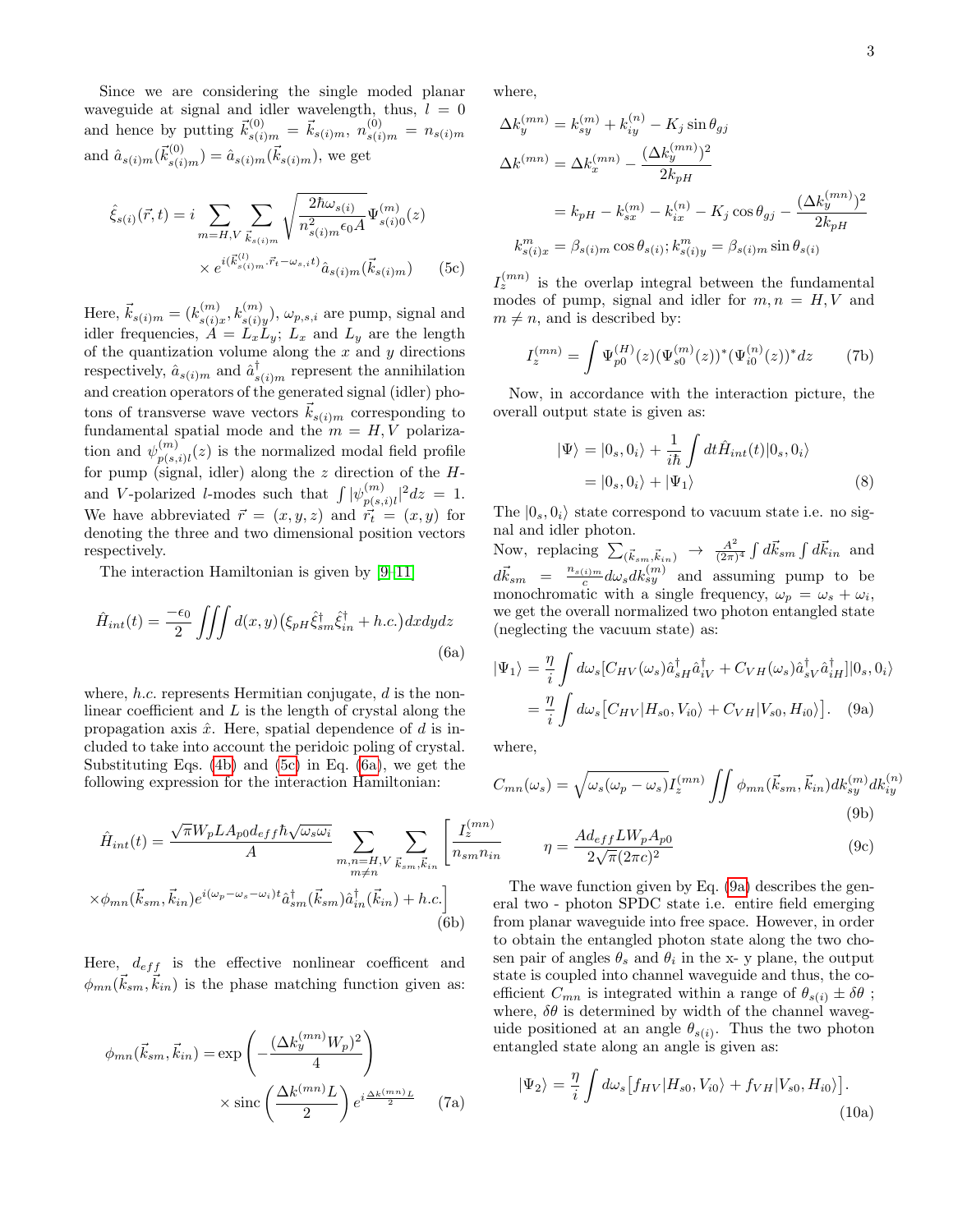Since we are considering the single moded planar waveguide at signal and idler wavelength, thus, $l = 0$ and hence by putting $\vec{k}^{(0)}_{s(i)m} = \vec{k}_{s(i)m}$, $n^{(0)}_{s(i)m} = n_{s(i)m}$ and $\hat{a}_{s(i)m}(\vec{k}^{(0)}_{s(i)m}) = \hat{a}_{s(i)m}(\vec{k}_{s(i)m})$, we get

$$
\hat{\xi}_{s(i)}(\vec{r},t) = i \sum_{m=H,V} \sum_{\vec{k}_{s(i)m}} \sqrt{\frac{2\hbar\omega_{s(i)}}{n^2_{s(i)m}\epsilon_0 A}} \Psi^{(m)}_{s(i)0}(z) \times e^{i(\vec{k}^{(l)}_{s(i)m}\cdot\vec{r}_t - \omega_{s,i}t)} \hat{a}_{s(i)m}(\vec{k}_{s(i)m}) \tag{5c}
$$

Here, $\vec{k}_{s(i)m} = (k^{(m)}_{s(i)x}, k^{(m)}_{s(i)y})$, $\omega_{p,s,i}$ are pump, signal and idler frequencies, $A = L_x L_y$; $L_x$ and $L_y$ are the length of the quantization volume along the $x$ and $y$ directions respectively, $\hat{a}_{s(i)m}$ and $\hat{a}^\dagger_{s(i)m}$ represent the annihilation and creation operators of the generated signal (idler) photons of transverse wave vectors $\vec{k}_{s(i)m}$ corresponding to fundamental spatial mode and the $m = H, V$ polarization and $\psi^{(m)}_{p(s,i)l}(z)$ is the normalized modal field profile for pump (signal, idler) along the $z$ direction of the $H$- and $V$-polarized $l$-modes such that $\int |\psi^{(m)}_{p(s,i)l}|^2 dz = 1$. We have abbreviated $\vec{r} = (x, y, z)$ and $\vec{r_t} = (x, y)$ for denoting the three and two dimensional position vectors respectively.

The interaction Hamiltonian is given by [9–11]

$$
\hat{H}_{int}(t) = \frac{-\epsilon_0}{2} \iiint d(x,y)\big(\xi_{pH}\hat{\xi}^\dagger_{sm}\hat{\xi}^\dagger_{in} + h.c.\big) dx dy dz \tag{6a}
$$

where, $h.c.$ represents Hermitian conjugate, $d$ is the nonlinear coefficient and $L$ is the length of crystal along the propagation axis $\hat{x}$. Here, spatial dependence of $d$ is included to take into account the peridoic poling of crystal. Substituting Eqs. (4b) and (5c) in Eq. (6a), we get the following expression for the interaction Hamiltonian:

$$
\hat{H}_{int}(t) = \frac{\sqrt{\pi} W_p L A_{p0} d_{eff} \hbar \sqrt{\omega_s \omega_i}}{A} \sum_{\substack{m,n=H,V \\ m \neq n}} \sum_{\vec{k}_{sm},\vec{k}_{in}} \Bigg[ \frac{I^{(mn)}_z}{n_{sm} n_{in}} \times \phi_{mn}(\vec{k}_{sm},\vec{k}_{in}) e^{i(\omega_p - \omega_s - \omega_i)t} \hat{a}^\dagger_{sm}(\vec{k}_{sm}) \hat{a}^\dagger_{in}(\vec{k}_{in}) + h.c. \Bigg] \tag{6b}
$$

Here, $d_{eff}$ is the effective nonlinear coefficent and $\phi_{mn}(\vec{k}_{sm},\vec{k}_{in})$ is the phase matching function given as:

$$
\phi_{mn}(\vec{k}_{sm},\vec{k}_{in}) = \exp\left(-\frac{(\Delta k^{(mn)}_y W_p)^2}{4}\right) \times \mathrm{sinc}\left(\frac{\Delta k^{(mn)} L}{2}\right) e^{i\frac{\Delta k^{(mn)} L}{2}} \tag{7a}
$$

where,

$$
\Delta k^{(mn)}_y = k^{(m)}_{sy} + k^{(n)}_{iy} - K_j \sin\theta_{gj}
$$

$$
\Delta k^{(mn)} = \Delta k^{(mn)}_x - \frac{(\Delta k^{(mn)}_y)^2}{2k_{pH}} = k_{pH} - k^{(m)}_{sx} - k^{(n)}_{ix} - K_j \cos\theta_{gj} - \frac{(\Delta k^{(mn)}_y)^2}{2k_{pH}}
$$

$$
k^m_{s(i)x} = \beta_{s(i)m}\cos\theta_{s(i)}; k^m_{s(i)y} = \beta_{s(i)m}\sin\theta_{s(i)}
$$

$I^{(mn)}_z$ is the overlap integral between the fundamental modes of pump, signal and idler for $m, n = H, V$ and $m \neq n$, and is described by:

$$
I^{(mn)}_z = \int \Psi^{(H)}_{p0}(z)(\Psi^{(m)}_{s0}(z))^*(\Psi^{(n)}_{i0}(z))^* dz \tag{7b}
$$

Now, in accordance with the interaction picture, the overall output state is given as:

$$
|\Psi\rangle = |0_s, 0_i\rangle + \frac{1}{i\hbar}\int dt \hat{H}_{int}(t)|0_s, 0_i\rangle = |0_s, 0_i\rangle + |\Psi_1\rangle \tag{8}
$$

The $|0_s, 0_i\rangle$ state correspond to vacuum state i.e. no signal and idler photon.

Now, replacing $\sum_{(\vec{k}_{sm},\vec{k}_{in})} \rightarrow \frac{A^2}{(2\pi)^4}\int d\vec{k}_{sm}\int d\vec{k}_{in}$ and $d\vec{k}_{sm} = \frac{n_{s(i)m}}{c} d\omega_s dk^{(m)}_{sy}$ and assuming pump to be monochromatic with a single frequency, $\omega_p = \omega_s + \omega_i$, we get the overall normalized two photon entangled state (neglecting the vacuum state) as:

$$
|\Psi_1\rangle = \frac{\eta}{i}\int d\omega_s [C_{HV}(\omega_s)\hat{a}^\dagger_{sH}\hat{a}^\dagger_{iV} + C_{VH}(\omega_s)\hat{a}^\dagger_{sV}\hat{a}^\dagger_{iH}]|0_s, 0_i\rangle = \frac{\eta}{i}\int d\omega_s \big[C_{HV}|H_{s0}, V_{i0}\rangle + C_{VH}|V_{s0}, H_{i0}\rangle\big]. \tag{9a}
$$

where,

$$
C_{mn}(\omega_s) = \sqrt{\omega_s(\omega_p - \omega_s)} I^{(mn)}_z \iint \phi_{mn}(\vec{k}_{sm},\vec{k}_{in}) dk^{(m)}_{sy} dk^{(n)}_{iy} \tag{9b}
$$

$$
\eta = \frac{A d_{eff} L W_p A_{p0}}{2\sqrt{\pi}(2\pi c)^2} \tag{9c}
$$

The wave function given by Eq. (9a) describes the general two - photon SPDC state i.e. entire field emerging from planar waveguide into free space. However, in order to obtain the entangled photon state along the two chosen pair of angles $\theta_s$ and $\theta_i$ in the x- y plane, the output state is coupled into channel waveguide and thus, the coefficient $C_{mn}$ is integrated within a range of $\theta_{s(i)} \pm \delta\theta$ ; where, $\delta\theta$ is determined by width of the channel waveguide positioned at an angle $\theta_{s(i)}$. Thus the two photon entangled state along an angle is given as:

$$
|\Psi_2\rangle = \frac{\eta}{i}\int d\omega_s \big[f_{HV}|H_{s0}, V_{i0}\rangle + f_{VH}|V_{s0}, H_{i0}\rangle\big]. \tag{10a}
$$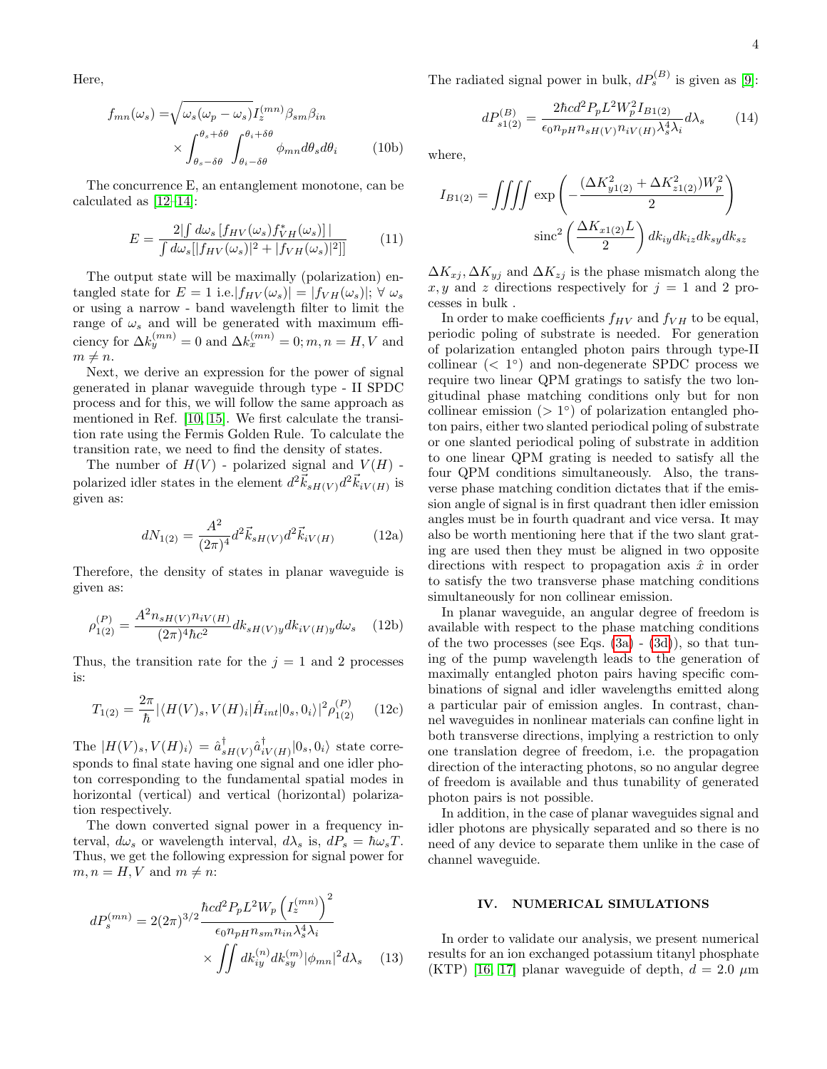Here,

$$f_{mn}(\omega_s) = \sqrt{\omega_s(\omega_p - \omega_s)} I_z^{(mn)} \beta_{sm} \beta_{in} \times \int_{\theta_s - \delta\theta}^{\theta_s + \delta\theta} \int_{\theta_i - \delta\theta}^{\theta_i + \delta\theta} \phi_{mn} d\theta_s d\theta_i \quad (10b)$$

The concurrence E, an entanglement monotone, can be calculated as [12–14]:

$$E = \frac{2|\int d\omega_s \left[f_{HV}(\omega_s) f_{VH}^*(\omega_s)\right]|}{\int d\omega_s [|f_{HV}(\omega_s)|^2 + |f_{VH}(\omega_s)|^2]]} \quad (11)$$

The output state will be maximally (polarization) entangled state for $E = 1$ i.e.$|f_{HV}(\omega_s)| = |f_{VH}(\omega_s)|$; $\forall\ \omega_s$ or using a narrow - band wavelength filter to limit the range of $\omega_s$ and will be generated with maximum efficiency for $\Delta k_y^{(mn)} = 0$ and $\Delta k_x^{(mn)} = 0; m, n = H, V$ and $m \neq n$.

Next, we derive an expression for the power of signal generated in planar waveguide through type - II SPDC process and for this, we will follow the same approach as mentioned in Ref. [10, 15]. We first calculate the transition rate using the Fermis Golden Rule. To calculate the transition rate, we need to find the density of states.

The number of $H(V)$ - polarized signal and $V(H)$ - polarized idler states in the element $d^2\vec{k}_{sH(V)} d^2\vec{k}_{iV(H)}$ is given as:

$$dN_{1(2)} = \frac{A^2}{(2\pi)^4} d^2\vec{k}_{sH(V)} d^2\vec{k}_{iV(H)} \quad (12a)$$

Therefore, the density of states in planar waveguide is given as:

$$\rho_{1(2)}^{(P)} = \frac{A^2 n_{sH(V)} n_{iV(H)}}{(2\pi)^4 \hbar c^2} dk_{sH(V)y} dk_{iV(H)y} d\omega_s \quad (12b)$$

Thus, the transition rate for the $j = 1$ and 2 processes is:

$$T_{1(2)} = \frac{2\pi}{\hbar} |\langle H(V)_s, V(H)_i | \hat{H}_{int} | 0_s, 0_i \rangle|^2 \rho_{1(2)}^{(P)} \quad (12c)$$

The $|H(V)_s, V(H)_i\rangle = \hat{a}_{sH(V)}^\dagger \hat{a}_{iV(H)}^\dagger |0_s, 0_i\rangle$ state corresponds to final state having one signal and one idler photon corresponding to the fundamental spatial modes in horizontal (vertical) and vertical (horizontal) polarization respectively.

The down converted signal power in a frequency interval, $d\omega_s$ or wavelength interval, $d\lambda_s$ is, $dP_s = \hbar\omega_s T$. Thus, we get the following expression for signal power for $m, n = H, V$ and $m \neq n$:

$$dP_s^{(mn)} = 2(2\pi)^{3/2} \frac{\hbar c d^2 P_p L^2 W_p \left(I_z^{(mn)}\right)^2}{\epsilon_0 n_{pH} n_{sm} n_{in} \lambda_s^4 \lambda_i} \times \iint dk_{iy}^{(n)} dk_{sy}^{(m)} |\phi_{mn}|^2 d\lambda_s \quad (13)$$

The radiated signal power in bulk, $dP_s^{(B)}$ is given as [9]:

$$dP_{s1(2)}^{(B)} = \frac{2\hbar c d^2 P_p L^2 W_p^2 I_{B1(2)}}{\epsilon_0 n_{pH} n_{sH(V)} n_{iV(H)} \lambda_s^4 \lambda_i} d\lambda_s \quad (14)$$

where,

$$I_{B1(2)} = \iiiint \exp\left(-\frac{(\Delta K_{y1(2)}^2 + \Delta K_{z1(2)}^2) W_p^2}{2}\right) \text{sinc}^2\left(\frac{\Delta K_{x1(2)} L}{2}\right) dk_{iy} dk_{iz} dk_{sy} dk_{sz}$$

$\Delta K_{xj}, \Delta K_{yj}$ and $\Delta K_{zj}$ is the phase mismatch along the $x, y$ and $z$ directions respectively for $j = 1$ and 2 processes in bulk .

In order to make coefficients $f_{HV}$ and $f_{VH}$ to be equal, periodic poling of substrate is needed. For generation of polarization entangled photon pairs through type-II collinear ($< 1^\circ$) and non-degenerate SPDC process we require two linear QPM gratings to satisfy the two longitudinal phase matching conditions only but for non collinear emission ($> 1^\circ$) of polarization entangled photon pairs, either two slanted periodical poling of substrate or one slanted periodical poling of substrate in addition to one linear QPM grating is needed to satisfy all the four QPM conditions simultaneously. Also, the transverse phase matching condition dictates that if the emission angle of signal is in first quadrant then idler emission angles must be in fourth quadrant and vice versa. It may also be worth mentioning here that if the two slant grating are used then they must be aligned in two opposite directions with respect to propagation axis $\hat{x}$ in order to satisfy the two transverse phase matching conditions simultaneously for non collinear emission.

In planar waveguide, an angular degree of freedom is available with respect to the phase matching conditions of the two processes (see Eqs. (3a) - (3d)), so that tuning of the pump wavelength leads to the generation of maximally entangled photon pairs having specific combinations of signal and idler wavelengths emitted along a particular pair of emission angles. In contrast, channel waveguides in nonlinear materials can confine light in both transverse directions, implying a restriction to only one translation degree of freedom, i.e. the propagation direction of the interacting photons, so no angular degree of freedom is available and thus tunability of generated photon pairs is not possible.

In addition, in the case of planar waveguides signal and idler photons are physically separated and so there is no need of any device to separate them unlike in the case of channel waveguide.

## IV. NUMERICAL SIMULATIONS

In order to validate our analysis, we present numerical results for an ion exchanged potassium titanyl phosphate (KTP) [16, 17] planar waveguide of depth, $d = 2.0\ \mu$m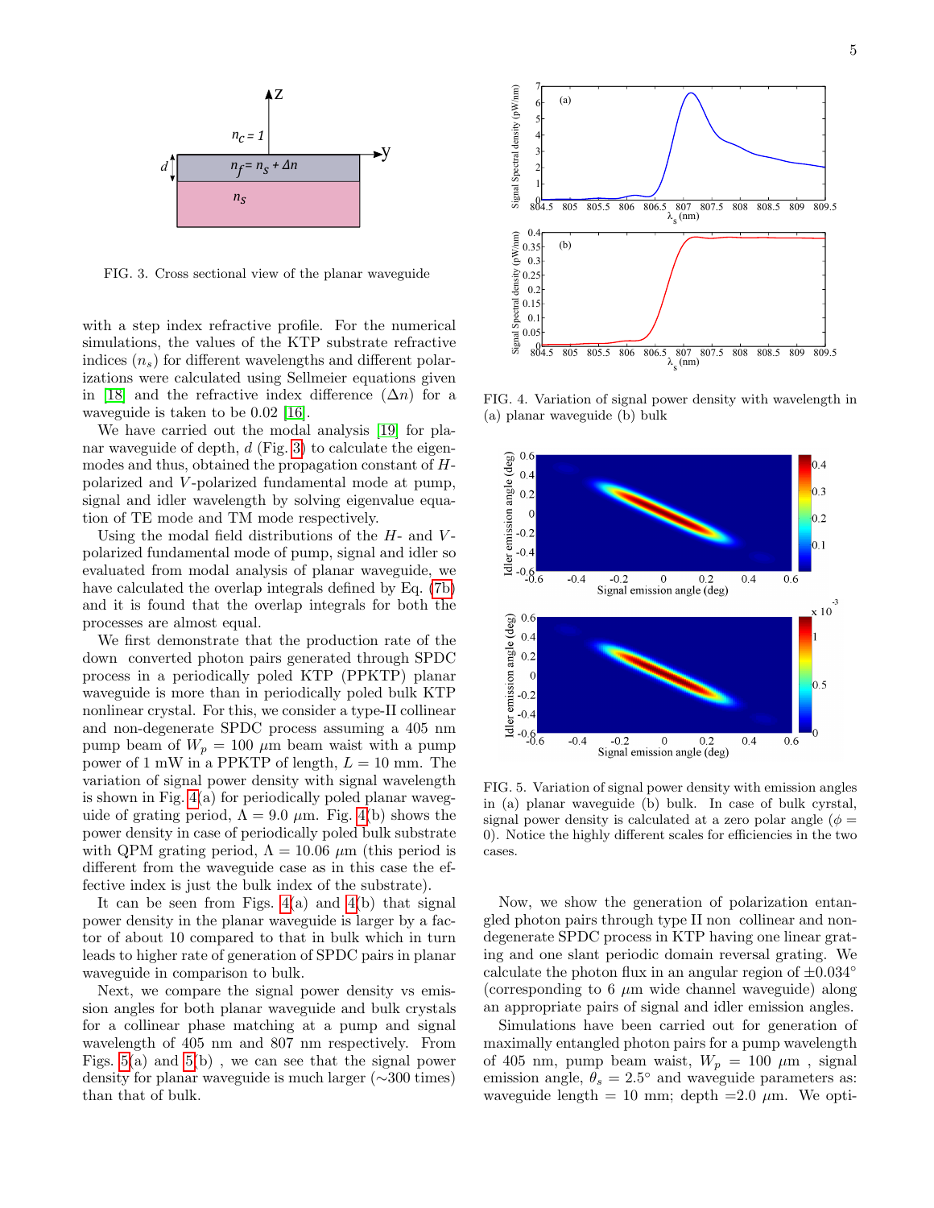FIG. 3. Cross sectional view of the planar waveguide

with a step index refractive profile. For the numerical simulations, the values of the KTP substrate refractive indices ($n_s$) for different wavelengths and different polarizations were calculated using Sellmeier equations given in [18] and the refractive index difference ($\Delta n$) for a waveguide is taken to be 0.02 [16].

We have carried out the modal analysis [19] for planar waveguide of depth, $d$ (Fig. 3) to calculate the eigenmodes and thus, obtained the propagation constant of $H$-polarized and $V$-polarized fundamental mode at pump, signal and idler wavelength by solving eigenvalue equation of TE mode and TM mode respectively.

Using the modal field distributions of the $H$- and $V$-polarized fundamental mode of pump, signal and idler so evaluated from modal analysis of planar waveguide, we have calculated the overlap integrals defined by Eq. (7b) and it is found that the overlap integrals for both the processes are almost equal.

We first demonstrate that the production rate of the down converted photon pairs generated through SPDC process in a periodically poled KTP (PPKTP) planar waveguide is more than in periodically poled bulk KTP nonlinear crystal. For this, we consider a type-II collinear and non-degenerate SPDC process assuming a 405 nm pump beam of $W_p = 100$ $\mu$m beam waist with a pump power of 1 mW in a PPKTP of length, $L = 10$ mm. The variation of signal power density with signal wavelength is shown in Fig. 4(a) for periodically poled planar waveguide of grating period, $\Lambda = 9.0$ $\mu$m. Fig. 4(b) shows the power density in case of periodically poled bulk substrate with QPM grating period, $\Lambda = 10.06$ $\mu$m (this period is different from the waveguide case as in this case the effective index is just the bulk index of the substrate).

It can be seen from Figs. 4(a) and 4(b) that signal power density in the planar waveguide is larger by a factor of about 10 compared to that in bulk which in turn leads to higher rate of generation of SPDC pairs in planar waveguide in comparison to bulk.

Next, we compare the signal power density vs emission angles for both planar waveguide and bulk crystals for a collinear phase matching at a pump and signal wavelength of 405 nm and 807 nm respectively. From Figs. 5(a) and 5(b) , we can see that the signal power density for planar waveguide is much larger (~300 times) than that of bulk.

FIG. 4. Variation of signal power density with wavelength in (a) planar waveguide (b) bulk

FIG. 5. Variation of signal power density with emission angles in (a) planar waveguide (b) bulk. In case of bulk cyrstal, signal power density is calculated at a zero polar angle ($\phi = 0$). Notice the highly different scales for efficiencies in the two cases.

Now, we show the generation of polarization entangled photon pairs through type II non collinear and non-degenerate SPDC process in KTP having one linear grating and one slant periodic domain reversal grating. We calculate the photon flux in an angular region of $\pm 0.034°$ (corresponding to 6 $\mu$m wide channel waveguide) along an appropriate pairs of signal and idler emission angles.

Simulations have been carried out for generation of maximally entangled photon pairs for a pump wavelength of 405 nm, pump beam waist, $W_p = 100$ $\mu$m , signal emission angle, $\theta_s = 2.5°$ and waveguide parameters as: waveguide length = 10 mm; depth =2.0 $\mu$m. We opti-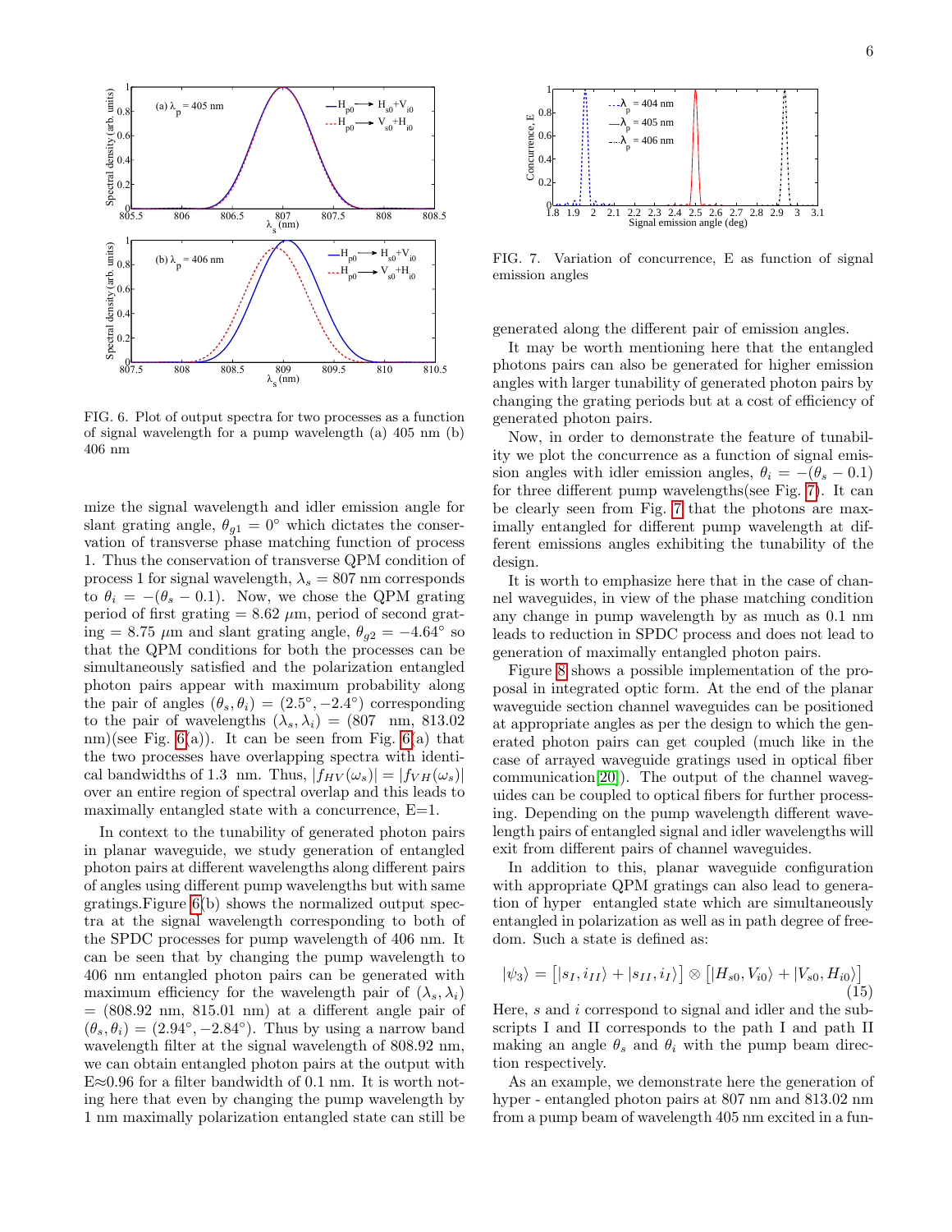FIG. 6. Plot of output spectra for two processes as a function of signal wavelength for a pump wavelength (a) 405 nm (b) 406 nm

mize the signal wavelength and idler emission angle for slant grating angle, $\theta_{g1} = 0°$ which dictates the conservation of transverse phase matching function of process 1. Thus the conservation of transverse QPM condition of process 1 for signal wavelength, $\lambda_s = 807$ nm corresponds to $\theta_i = -(\theta_s - 0.1)$. Now, we chose the QPM grating period of first grating = 8.62 $\mu$m, period of second grating = 8.75 $\mu$m and slant grating angle, $\theta_{g2} = -4.64°$ so that the QPM conditions for both the processes can be simultaneously satisfied and the polarization entangled photon pairs appear with maximum probability along the pair of angles $(\theta_s, \theta_i) = (2.5°, -2.4°)$ corresponding to the pair of wavelengths $(\lambda_s, \lambda_i) = (807$ nm, $813.02$ nm)(see Fig. 6(a)). It can be seen from Fig. 6(a) that the two processes have overlapping spectra with identical bandwidths of 1.3 nm. Thus, $|f_{HV}(\omega_s)| = |f_{VH}(\omega_s)|$ over an entire region of spectral overlap and this leads to maximally entangled state with a concurrence, E=1.

In context to the tunability of generated photon pairs in planar waveguide, we study generation of entangled photon pairs at different wavelengths along different pairs of angles using different pump wavelengths but with same gratings.Figure 6(b) shows the normalized output spectra at the signal wavelength corresponding to both of the SPDC processes for pump wavelength of 406 nm. It can be seen that by changing the pump wavelength to 406 nm entangled photon pairs can be generated with maximum efficiency for the wavelength pair of $(\lambda_s, \lambda_i)$ = (808.92 nm, 815.01 nm) at a different angle pair of $(\theta_s, \theta_i) = (2.94°, -2.84°)$. Thus by using a narrow band wavelength filter at the signal wavelength of 808.92 nm, we can obtain entangled photon pairs at the output with E≈0.96 for a filter bandwidth of 0.1 nm. It is worth noting here that even by changing the pump wavelength by 1 nm maximally polarization entangled state can still be generated along the different pair of emission angles.

FIG. 7. Variation of concurrence, E as function of signal emission angles

It may be worth mentioning here that the entangled photons pairs can also be generated for higher emission angles with larger tunability of generated photon pairs by changing the grating periods but at a cost of efficiency of generated photon pairs.

Now, in order to demonstrate the feature of tunability we plot the concurrence as a function of signal emission angles with idler emission angles, $\theta_i = -(\theta_s - 0.1)$ for three different pump wavelengths(see Fig. 7). It can be clearly seen from Fig. 7 that the photons are maximally entangled for different pump wavelength at different emissions angles exhibiting the tunability of the design.

It is worth to emphasize here that in the case of channel waveguides, in view of the phase matching condition any change in pump wavelength by as much as 0.1 nm leads to reduction in SPDC process and does not lead to generation of maximally entangled photon pairs.

Figure 8 shows a possible implementation of the proposal in integrated optic form. At the end of the planar waveguide section channel waveguides can be positioned at appropriate angles as per the design to which the generated photon pairs can get coupled (much like in the case of arrayed waveguide gratings used in optical fiber communication[20]). The output of the channel waveguides can be coupled to optical fibers for further processing. Depending on the pump wavelength different wavelength pairs of entangled signal and idler wavelengths will exit from different pairs of channel waveguides.

In addition to this, planar waveguide configuration with appropriate QPM gratings can also lead to generation of hyper entangled state which are simultaneously entangled in polarization as well as in path degree of freedom. Such a state is defined as:

$$|\psi_3\rangle = \left[|s_I, i_{II}\rangle + |s_{II}, i_I\rangle\right] \otimes \left[|H_{s0}, V_{i0}\rangle + |V_{s0}, H_{i0}\rangle\right] \tag{15}$$

Here, $s$ and $i$ correspond to signal and idler and the subscripts I and II corresponds to the path I and path II making an angle $\theta_s$ and $\theta_i$ with the pump beam direction respectively.

As an example, we demonstrate here the generation of hyper - entangled photon pairs at 807 nm and 813.02 nm from a pump beam of wavelength 405 nm excited in a fun-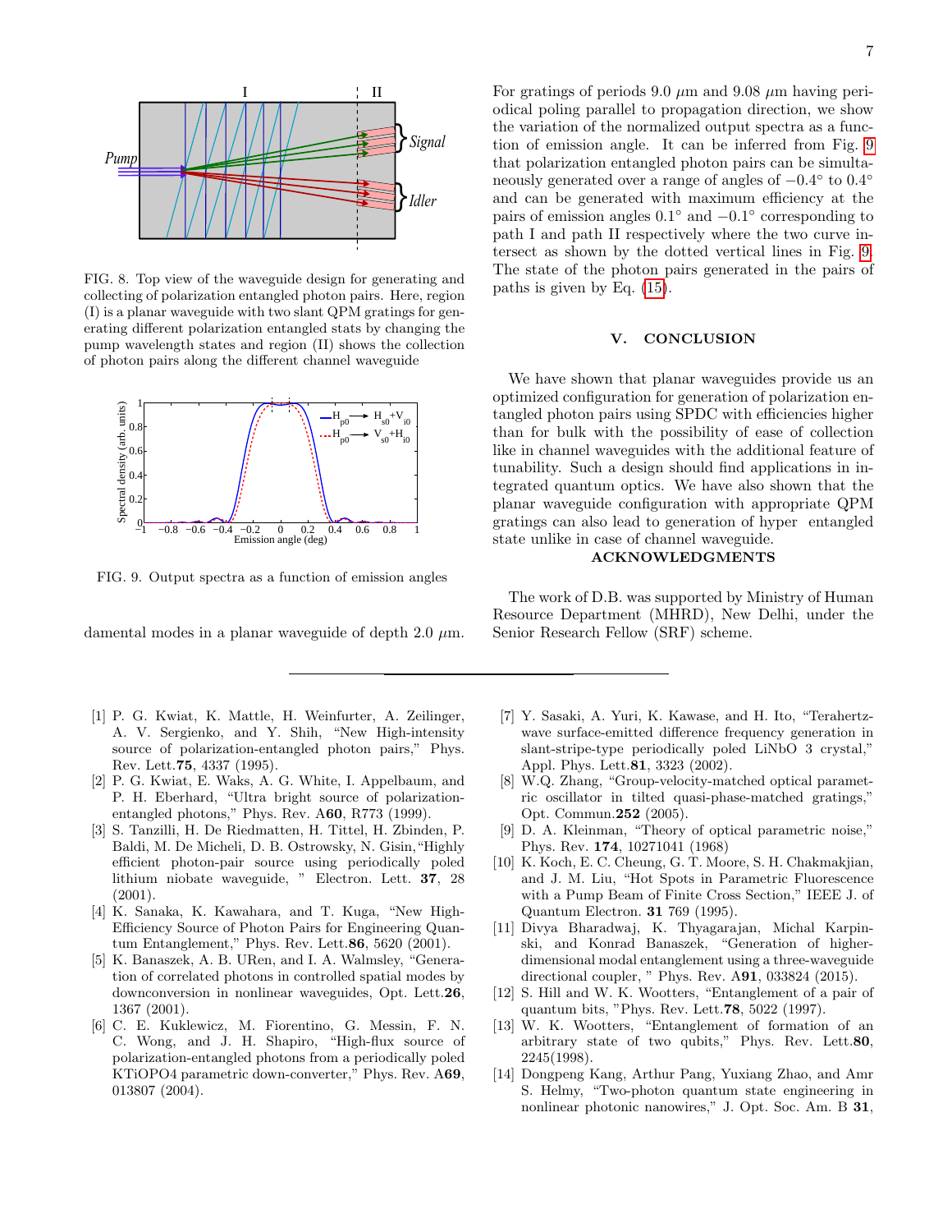FIG. 8. Top view of the waveguide design for generating and collecting of polarization entangled photon pairs. Here, region (I) is a planar waveguide with two slant QPM gratings for generating different polarization entangled stats by changing the pump wavelength states and region (II) shows the collection of photon pairs along the different channel waveguide

FIG. 9. Output spectra as a function of emission angles

damental modes in a planar waveguide of depth 2.0 $\mu$m. For gratings of periods 9.0 $\mu$m and 9.08 $\mu$m having periodical poling parallel to propagation direction, we show the variation of the normalized output spectra as a function of emission angle. It can be inferred from Fig. 9 that polarization entangled photon pairs can be simultaneously generated over a range of angles of $-0.4^{\circ}$ to $0.4^{\circ}$ and can be generated with maximum efficiency at the pairs of emission angles $0.1^{\circ}$ and $-0.1^{\circ}$ corresponding to path I and path II respectively where the two curve intersect as shown by the dotted vertical lines in Fig. 9. The state of the photon pairs generated in the pairs of paths is given by Eq. (15).

## V. CONCLUSION

We have shown that planar waveguides provide us an optimized configuration for generation of polarization entangled photon pairs using SPDC with efficiencies higher than for bulk with the possibility of ease of collection like in channel waveguides with the additional feature of tunability. Such a design should find applications in integrated quantum optics. We have also shown that the planar waveguide configuration with appropriate QPM gratings can also lead to generation of hyper entangled state unlike in case of channel waveguide.

## ACKNOWLEDGMENTS

The work of D.B. was supported by Ministry of Human Resource Department (MHRD), New Delhi, under the Senior Research Fellow (SRF) scheme.

---

[1] P. G. Kwiat, K. Mattle, H. Weinfurter, A. Zeilinger, A. V. Sergienko, and Y. Shih, "New High-intensity source of polarization-entangled photon pairs," Phys. Rev. Lett.**75**, 4337 (1995).

[2] P. G. Kwiat, E. Waks, A. G. White, I. Appelbaum, and P. H. Eberhard, "Ultra bright source of polarization-entangled photons," Phys. Rev. A**60**, R773 (1999).

[3] S. Tanzilli, H. De Riedmatten, H. Tittel, H. Zbinden, P. Baldi, M. De Micheli, D. B. Ostrowsky, N. Gisin,"Highly efficient photon-pair source using periodically poled lithium niobate waveguide, " Electron. Lett. **37**, 28 (2001).

[4] K. Sanaka, K. Kawahara, and T. Kuga, "New High-Efficiency Source of Photon Pairs for Engineering Quantum Entanglement," Phys. Rev. Lett.**86**, 5620 (2001).

[5] K. Banaszek, A. B. URen, and I. A. Walmsley, "Generation of correlated photons in controlled spatial modes by downconversion in nonlinear waveguides, Opt. Lett.**26**, 1367 (2001).

[6] C. E. Kuklewicz, M. Fiorentino, G. Messin, F. N. C. Wong, and J. H. Shapiro, "High-flux source of polarization-entangled photons from a periodically poled KTiOPO4 parametric down-converter," Phys. Rev. A**69**, 013807 (2004).

[7] Y. Sasaki, A. Yuri, K. Kawase, and H. Ito, "Terahertz-wave surface-emitted difference frequency generation in slant-stripe-type periodically poled LiNbO 3 crystal," Appl. Phys. Lett.**81**, 3323 (2002).

[8] W.Q. Zhang, "Group-velocity-matched optical parametric oscillator in tilted quasi-phase-matched gratings," Opt. Commun.**252** (2005).

[9] D. A. Kleinman, "Theory of optical parametric noise," Phys. Rev. **174**, 10271041 (1968)

[10] K. Koch, E. C. Cheung, G. T. Moore, S. H. Chakmakjian, and J. M. Liu, "Hot Spots in Parametric Fluorescence with a Pump Beam of Finite Cross Section," IEEE J. of Quantum Electron. **31** 769 (1995).

[11] Divya Bharadwaj, K. Thyagarajan, Michal Karpinski, and Konrad Banaszek, "Generation of higher-dimensional modal entanglement using a three-waveguide directional coupler, " Phys. Rev. A**91**, 033824 (2015).

[12] S. Hill and W. K. Wootters, "Entanglement of a pair of quantum bits, "Phys. Rev. Lett.**78**, 5022 (1997).

[13] W. K. Wootters, "Entanglement of formation of an arbitrary state of two qubits," Phys. Rev. Lett.**80**, 2245(1998).

[14] Dongpeng Kang, Arthur Pang, Yuxiang Zhao, and Amr S. Helmy, "Two-photon quantum state engineering in nonlinear photonic nanowires," J. Opt. Soc. Am. B **31**,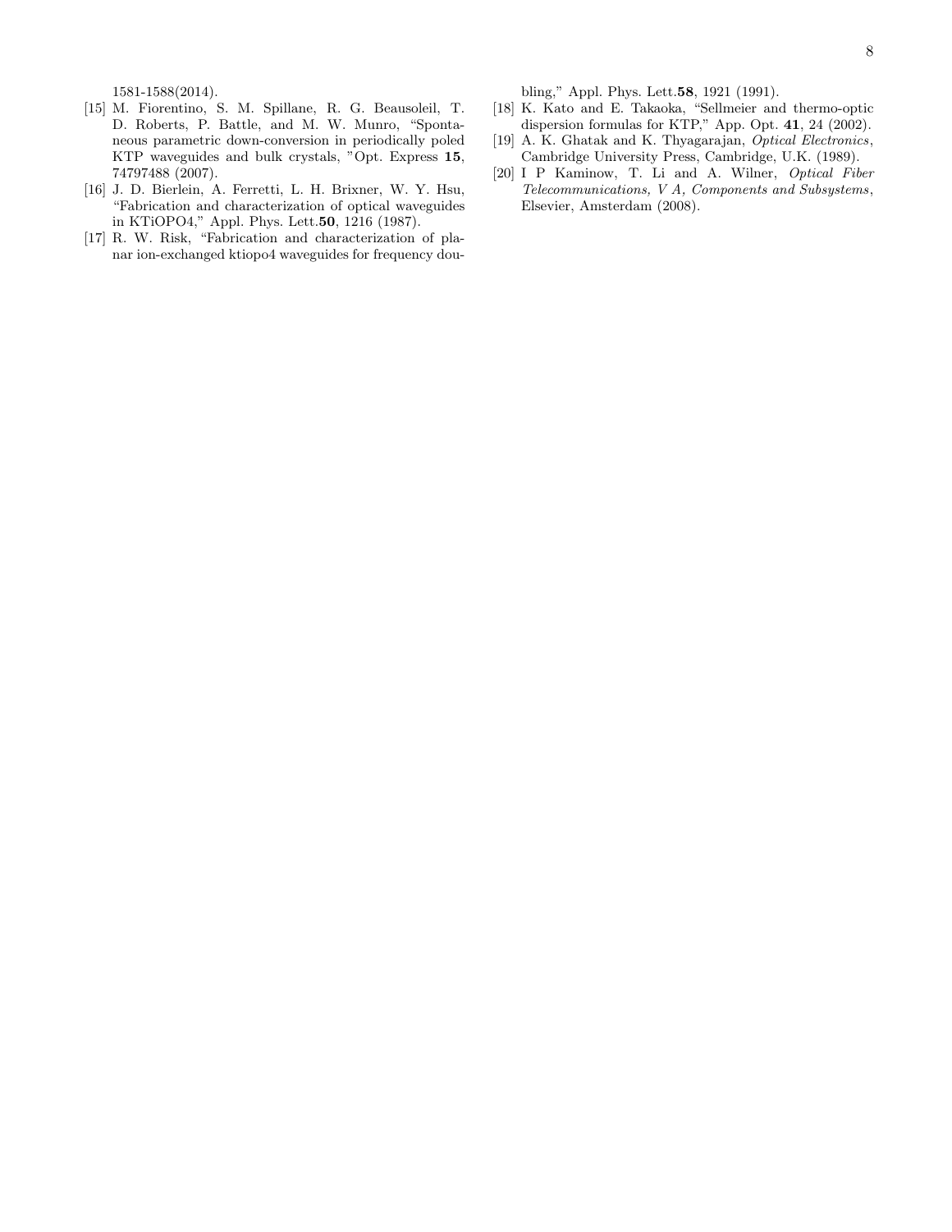1581-1588(2014).

[15] M. Fiorentino, S. M. Spillane, R. G. Beausoleil, T. D. Roberts, P. Battle, and M. W. Munro, "Spontaneous parametric down-conversion in periodically poled KTP waveguides and bulk crystals, "Opt. Express **15**, 74797488 (2007).

[16] J. D. Bierlein, A. Ferretti, L. H. Brixner, W. Y. Hsu, "Fabrication and characterization of optical waveguides in KTiOPO4," Appl. Phys. Lett.**50**, 1216 (1987).

[17] R. W. Risk, "Fabrication and characterization of planar ion-exchanged ktiopo4 waveguides for frequency doubling," Appl. Phys. Lett.**58**, 1921 (1991).

[18] K. Kato and E. Takaoka, "Sellmeier and thermo-optic dispersion formulas for KTP," App. Opt. **41**, 24 (2002).

[19] A. K. Ghatak and K. Thyagarajan, *Optical Electronics*, Cambridge University Press, Cambridge, U.K. (1989).

[20] I P Kaminow, T. Li and A. Wilner, *Optical Fiber Telecommunications, V A, Components and Subsystems*, Elsevier, Amsterdam (2008).